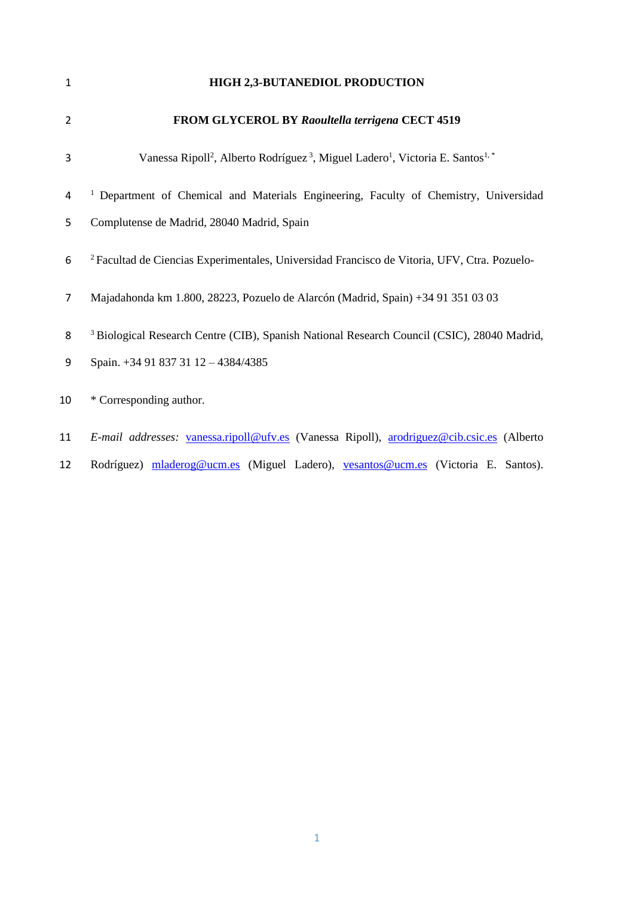# HIGH 2,3-BUTANEDIOL PRODUCTION FROM GLYCEROL BY *Raoultella terrigena* CECT 4519

Vanessa Ripoll[2], Alberto Rodríguez[3], Miguel Ladero[1], Victoria E. Santos[1,*]

[1] Department of Chemical and Materials Engineering, Faculty of Chemistry, Universidad Complutense de Madrid, 28040 Madrid, Spain

[2] Facultad de Ciencias Experimentales, Universidad Francisco de Vitoria, UFV, Ctra. Pozuelo-Majadahonda km 1.800, 28223, Pozuelo de Alarcón (Madrid, Spain) +34 91 351 03 03

[3] Biological Research Centre (CIB), Spanish National Research Council (CSIC), 28040 Madrid, Spain. +34 91 837 31 12 – 4384/4385

\* Corresponding author.

*E-mail addresses:* vanessa.ripoll@ufv.es (Vanessa Ripoll), arodriguez@cib.csic.es (Alberto Rodríguez) mladerog@ucm.es (Miguel Ladero), vesantos@ucm.es (Victoria E. Santos).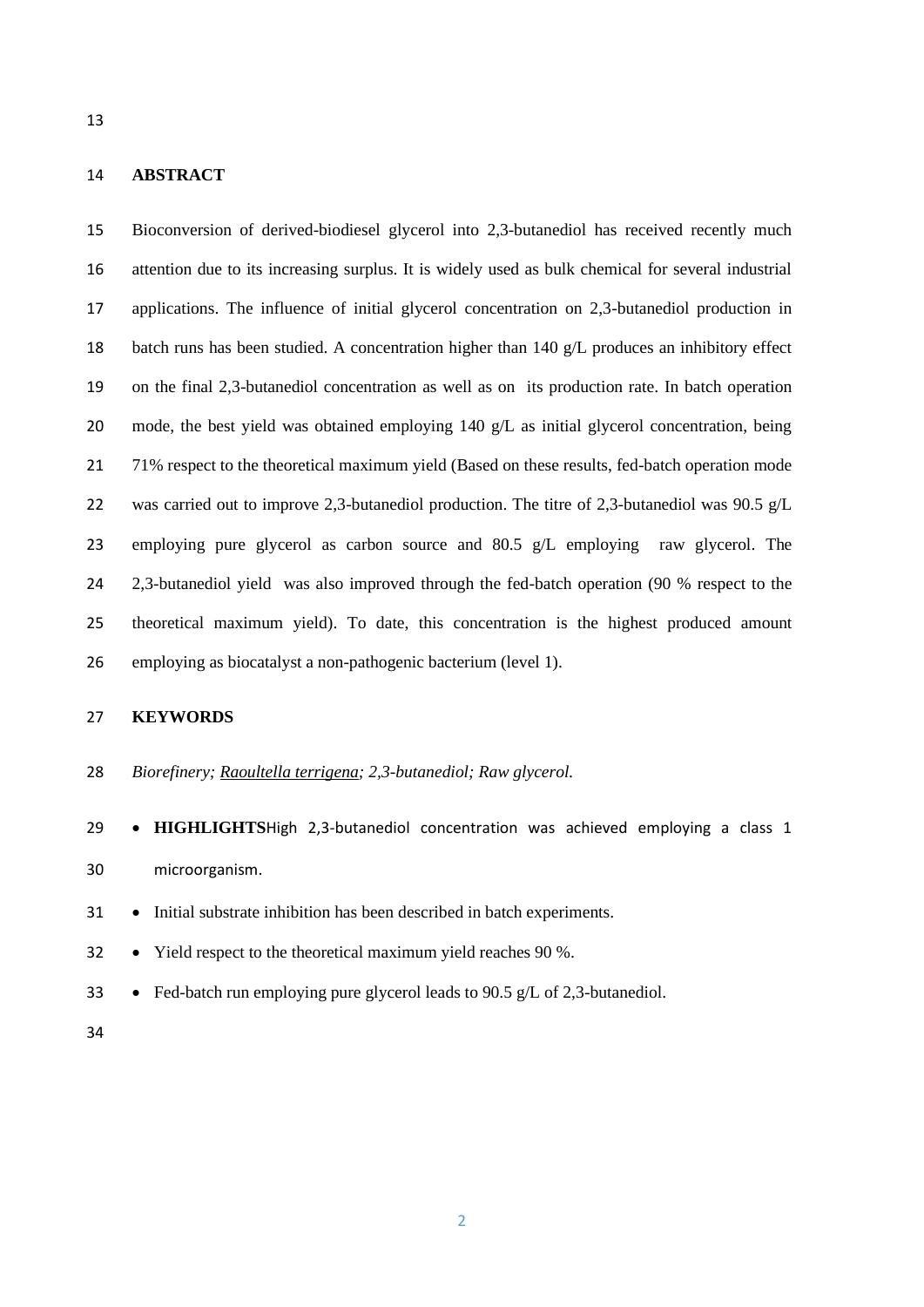## ABSTRACT

Bioconversion of derived-biodiesel glycerol into 2,3-butanediol has received recently much attention due to its increasing surplus. It is widely used as bulk chemical for several industrial applications. The influence of initial glycerol concentration on 2,3-butanediol production in batch runs has been studied. A concentration higher than 140 g/L produces an inhibitory effect on the final 2,3-butanediol concentration as well as on its production rate. In batch operation mode, the best yield was obtained employing 140 g/L as initial glycerol concentration, being 71% respect to the theoretical maximum yield (Based on these results, fed-batch operation mode was carried out to improve 2,3-butanediol production. The titre of 2,3-butanediol was 90.5 g/L employing pure glycerol as carbon source and 80.5 g/L employing raw glycerol. The 2,3-butanediol yield was also improved through the fed-batch operation (90 % respect to the theoretical maximum yield). To date, this concentration is the highest produced amount employing as biocatalyst a non-pathogenic bacterium (level 1).

## KEYWORDS

*Biorefinery; Raoultella terrigena; 2,3-butanediol; Raw glycerol.*

- **HIGHLIGHTS**High 2,3-butanediol concentration was achieved employing a class 1 microorganism.
- Initial substrate inhibition has been described in batch experiments.
- Yield respect to the theoretical maximum yield reaches 90 %.
- Fed-batch run employing pure glycerol leads to 90.5 g/L of 2,3-butanediol.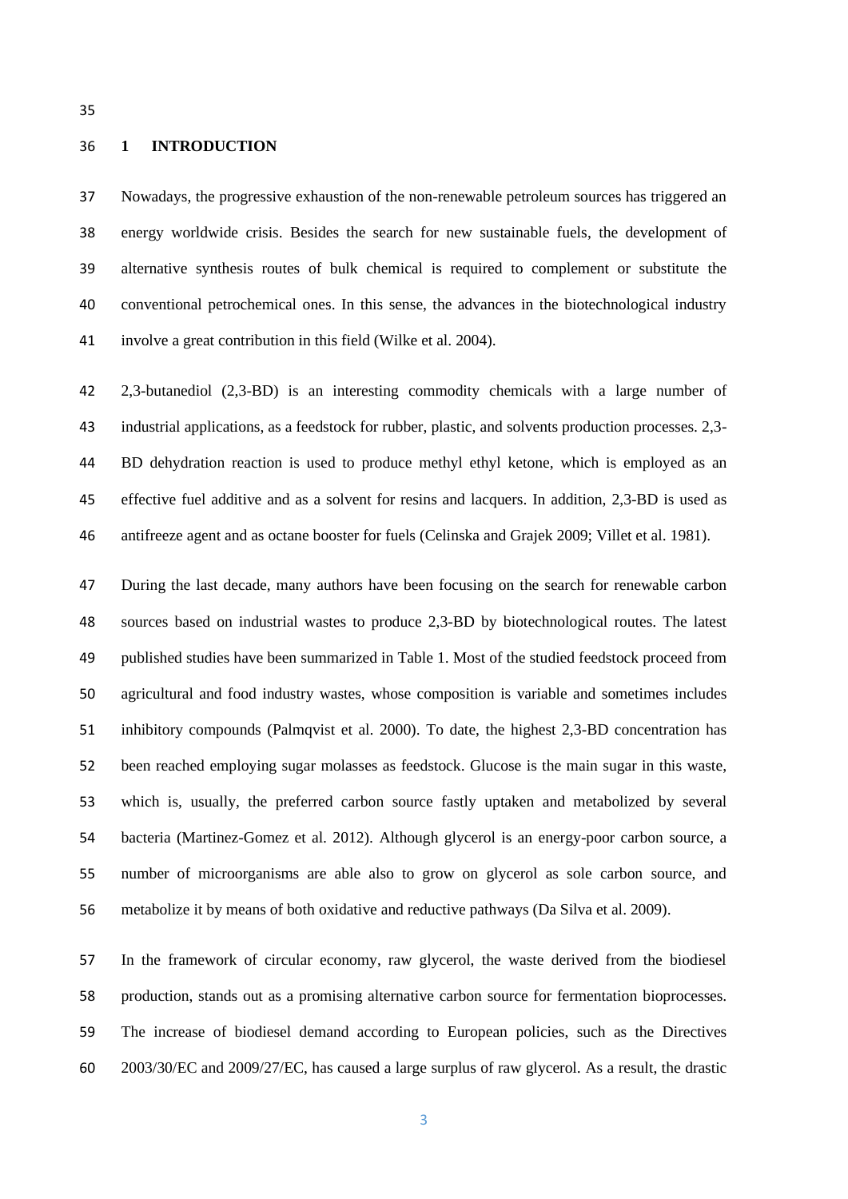# 1 INTRODUCTION

Nowadays, the progressive exhaustion of the non-renewable petroleum sources has triggered an energy worldwide crisis. Besides the search for new sustainable fuels, the development of alternative synthesis routes of bulk chemical is required to complement or substitute the conventional petrochemical ones. In this sense, the advances in the biotechnological industry involve a great contribution in this field (Wilke et al. 2004).

2,3-butanediol (2,3-BD) is an interesting commodity chemicals with a large number of industrial applications, as a feedstock for rubber, plastic, and solvents production processes. 2,3-BD dehydration reaction is used to produce methyl ethyl ketone, which is employed as an effective fuel additive and as a solvent for resins and lacquers. In addition, 2,3-BD is used as antifreeze agent and as octane booster for fuels (Celinska and Grajek 2009; Villet et al. 1981).

During the last decade, many authors have been focusing on the search for renewable carbon sources based on industrial wastes to produce 2,3-BD by biotechnological routes. The latest published studies have been summarized in Table 1. Most of the studied feedstock proceed from agricultural and food industry wastes, whose composition is variable and sometimes includes inhibitory compounds (Palmqvist et al. 2000). To date, the highest 2,3-BD concentration has been reached employing sugar molasses as feedstock. Glucose is the main sugar in this waste, which is, usually, the preferred carbon source fastly uptaken and metabolized by several bacteria (Martinez-Gomez et al. 2012). Although glycerol is an energy-poor carbon source, a number of microorganisms are able also to grow on glycerol as sole carbon source, and metabolize it by means of both oxidative and reductive pathways (Da Silva et al. 2009).

In the framework of circular economy, raw glycerol, the waste derived from the biodiesel production, stands out as a promising alternative carbon source for fermentation bioprocesses. The increase of biodiesel demand according to European policies, such as the Directives 2003/30/EC and 2009/27/EC, has caused a large surplus of raw glycerol. As a result, the drastic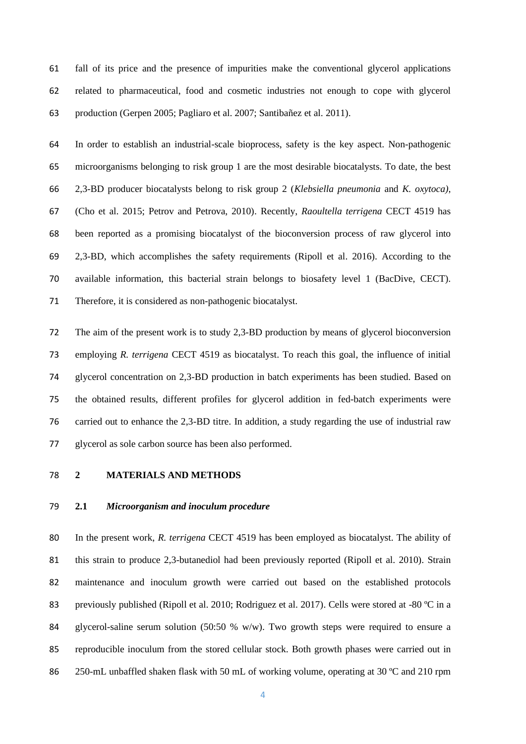fall of its price and the presence of impurities make the conventional glycerol applications related to pharmaceutical, food and cosmetic industries not enough to cope with glycerol production (Gerpen 2005; Pagliaro et al. 2007; Santibañez et al. 2011).

In order to establish an industrial-scale bioprocess, safety is the key aspect. Non-pathogenic microorganisms belonging to risk group 1 are the most desirable biocatalysts. To date, the best 2,3-BD producer biocatalysts belong to risk group 2 (*Klebsiella pneumonia* and *K. oxytoca)*, (Cho et al. 2015; Petrov and Petrova, 2010). Recently, *Raoultella terrigena* CECT 4519 has been reported as a promising biocatalyst of the bioconversion process of raw glycerol into 2,3-BD, which accomplishes the safety requirements (Ripoll et al. 2016). According to the available information, this bacterial strain belongs to biosafety level 1 (BacDive, CECT). Therefore, it is considered as non-pathogenic biocatalyst.

The aim of the present work is to study 2,3-BD production by means of glycerol bioconversion employing *R. terrigena* CECT 4519 as biocatalyst. To reach this goal, the influence of initial glycerol concentration on 2,3-BD production in batch experiments has been studied. Based on the obtained results, different profiles for glycerol addition in fed-batch experiments were carried out to enhance the 2,3-BD titre. In addition, a study regarding the use of industrial raw glycerol as sole carbon source has been also performed.

## 2 MATERIALS AND METHODS

### 2.1 *Microorganism and inoculum procedure*

In the present work, *R. terrigena* CECT 4519 has been employed as biocatalyst. The ability of this strain to produce 2,3-butanediol had been previously reported (Ripoll et al. 2010). Strain maintenance and inoculum growth were carried out based on the established protocols previously published (Ripoll et al. 2010; Rodriguez et al. 2017). Cells were stored at -80 ºC in a glycerol-saline serum solution (50:50 % w/w). Two growth steps were required to ensure a reproducible inoculum from the stored cellular stock. Both growth phases were carried out in 250-mL unbaffled shaken flask with 50 mL of working volume, operating at 30 ºC and 210 rpm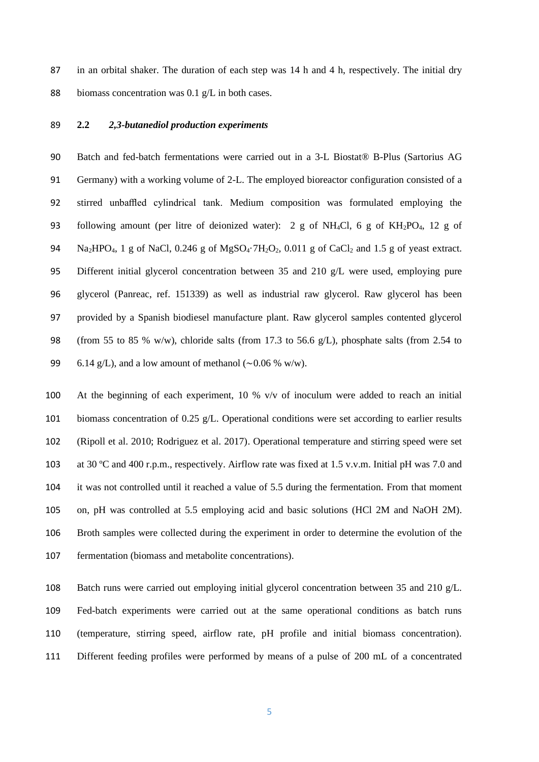in an orbital shaker. The duration of each step was 14 h and 4 h, respectively. The initial dry biomass concentration was 0.1 g/L in both cases.

## 2.2 *2,3-butanediol production experiments*

Batch and fed-batch fermentations were carried out in a 3-L Biostat® B-Plus (Sartorius AG Germany) with a working volume of 2-L. The employed bioreactor configuration consisted of a stirred unbaffled cylindrical tank. Medium composition was formulated employing the following amount (per litre of deionized water): 2 g of $NH_4Cl$, 6 g of $KH_2PO_4$, 12 g of $Na_2HPO_4$, 1 g of NaCl, 0.246 g of $MgSO_4{\cdot}7H_2O_2$, 0.011 g of $CaCl_2$ and 1.5 g of yeast extract. Different initial glycerol concentration between 35 and 210 g/L were used, employing pure glycerol (Panreac, ref. 151339) as well as industrial raw glycerol. Raw glycerol has been provided by a Spanish biodiesel manufacture plant. Raw glycerol samples contented glycerol (from 55 to 85 % w/w), chloride salts (from 17.3 to 56.6 g/L), phosphate salts (from 2.54 to 6.14 g/L), and a low amount of methanol (~0.06 % w/w).

At the beginning of each experiment, 10 % v/v of inoculum were added to reach an initial biomass concentration of 0.25 g/L. Operational conditions were set according to earlier results (Ripoll et al. 2010; Rodriguez et al. 2017). Operational temperature and stirring speed were set at 30 ºC and 400 r.p.m., respectively. Airflow rate was fixed at 1.5 v.v.m. Initial pH was 7.0 and it was not controlled until it reached a value of 5.5 during the fermentation. From that moment on, pH was controlled at 5.5 employing acid and basic solutions (HCl 2M and NaOH 2M). Broth samples were collected during the experiment in order to determine the evolution of the fermentation (biomass and metabolite concentrations).

Batch runs were carried out employing initial glycerol concentration between 35 and 210 g/L. Fed-batch experiments were carried out at the same operational conditions as batch runs (temperature, stirring speed, airflow rate, pH profile and initial biomass concentration). Different feeding profiles were performed by means of a pulse of 200 mL of a concentrated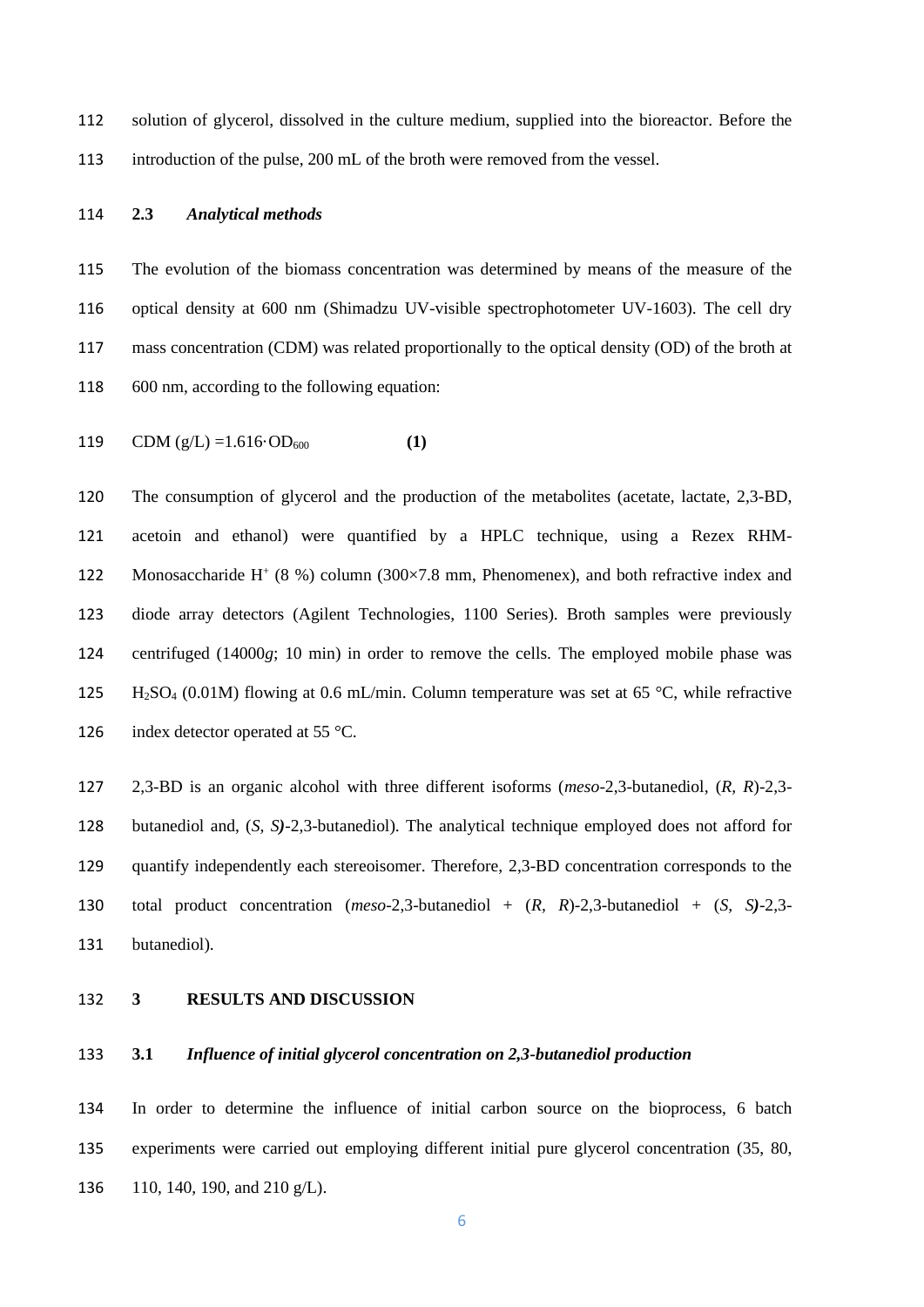solution of glycerol, dissolved in the culture medium, supplied into the bioreactor. Before the introduction of the pulse, 200 mL of the broth were removed from the vessel.

### 2.3 *Analytical methods*

The evolution of the biomass concentration was determined by means of the measure of the optical density at 600 nm (Shimadzu UV-visible spectrophotometer UV-1603). The cell dry mass concentration (CDM) was related proportionally to the optical density (OD) of the broth at 600 nm, according to the following equation:

$$\text{CDM (g/L)} = 1.616 \cdot \text{OD}_{600} \qquad \textbf{(1)}$$

The consumption of glycerol and the production of the metabolites (acetate, lactate, 2,3-BD, acetoin and ethanol) were quantified by a HPLC technique, using a Rezex RHM-Monosaccharide $H^+$ (8 %) column (300×7.8 mm, Phenomenex), and both refractive index and diode array detectors (Agilent Technologies, 1100 Series). Broth samples were previously centrifuged (14000*g*; 10 min) in order to remove the cells. The employed mobile phase was $H_2SO_4$ (0.01M) flowing at 0.6 mL/min. Column temperature was set at 65 °C, while refractive index detector operated at 55 °C.

2,3-BD is an organic alcohol with three different isoforms (*meso*-2,3-butanediol, (*R, R*)-2,3-butanediol and, (*S, S*)-2,3-butanediol). The analytical technique employed does not afford for quantify independently each stereoisomer. Therefore, 2,3-BD concentration corresponds to the total product concentration (*meso*-2,3-butanediol + (*R, R*)-2,3-butanediol + (*S, S*)-2,3-butanediol).

## 3 RESULTS AND DISCUSSION

### 3.1 *Influence of initial glycerol concentration on 2,3-butanediol production*

In order to determine the influence of initial carbon source on the bioprocess, 6 batch experiments were carried out employing different initial pure glycerol concentration (35, 80, 110, 140, 190, and 210 g/L).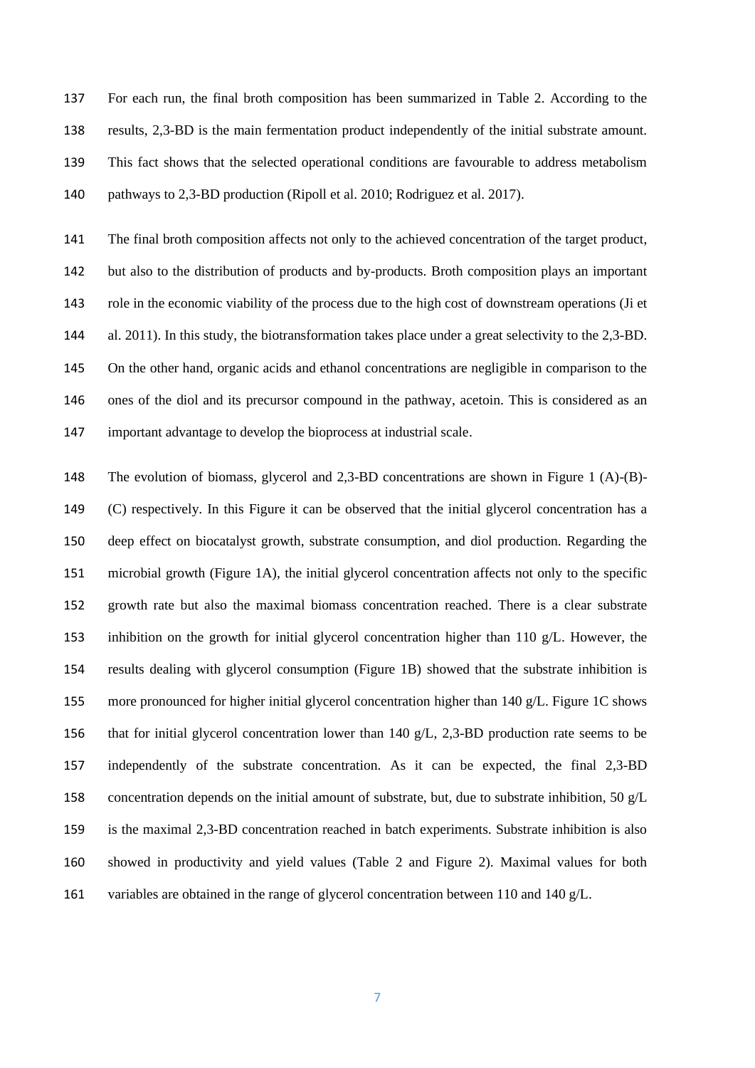For each run, the final broth composition has been summarized in Table 2. According to the results, 2,3-BD is the main fermentation product independently of the initial substrate amount. This fact shows that the selected operational conditions are favourable to address metabolism pathways to 2,3-BD production (Ripoll et al. 2010; Rodriguez et al. 2017).

The final broth composition affects not only to the achieved concentration of the target product, but also to the distribution of products and by-products. Broth composition plays an important role in the economic viability of the process due to the high cost of downstream operations (Ji et al. 2011). In this study, the biotransformation takes place under a great selectivity to the 2,3-BD. On the other hand, organic acids and ethanol concentrations are negligible in comparison to the ones of the diol and its precursor compound in the pathway, acetoin. This is considered as an important advantage to develop the bioprocess at industrial scale.

The evolution of biomass, glycerol and 2,3-BD concentrations are shown in Figure 1 (A)-(B)-(C) respectively. In this Figure it can be observed that the initial glycerol concentration has a deep effect on biocatalyst growth, substrate consumption, and diol production. Regarding the microbial growth (Figure 1A), the initial glycerol concentration affects not only to the specific growth rate but also the maximal biomass concentration reached. There is a clear substrate inhibition on the growth for initial glycerol concentration higher than 110 g/L. However, the results dealing with glycerol consumption (Figure 1B) showed that the substrate inhibition is more pronounced for higher initial glycerol concentration higher than 140 g/L. Figure 1C shows that for initial glycerol concentration lower than 140 g/L, 2,3-BD production rate seems to be independently of the substrate concentration. As it can be expected, the final 2,3-BD concentration depends on the initial amount of substrate, but, due to substrate inhibition, 50 g/L is the maximal 2,3-BD concentration reached in batch experiments. Substrate inhibition is also showed in productivity and yield values (Table 2 and Figure 2). Maximal values for both variables are obtained in the range of glycerol concentration between 110 and 140 g/L.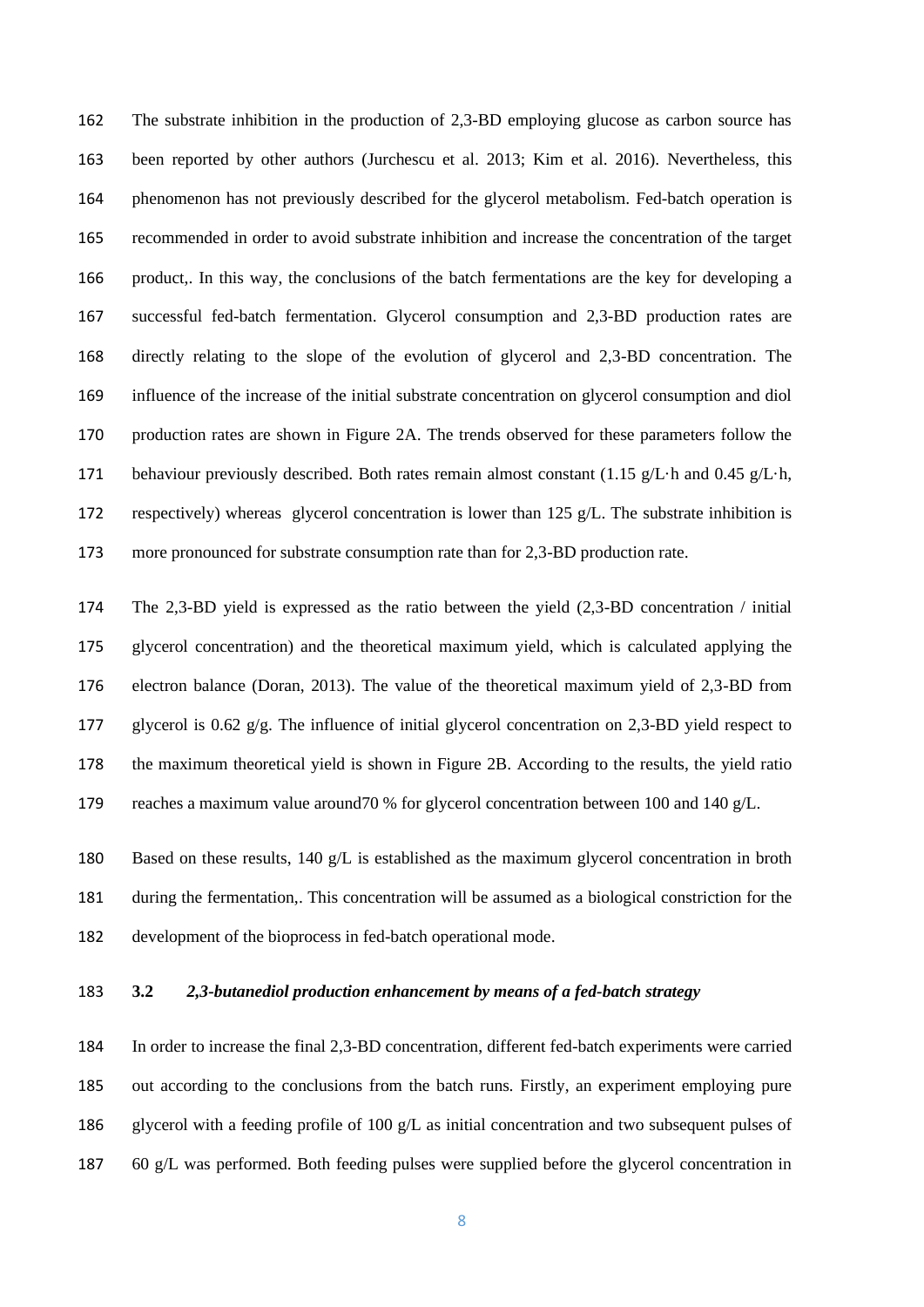The substrate inhibition in the production of 2,3-BD employing glucose as carbon source has been reported by other authors (Jurchescu et al. 2013; Kim et al. 2016). Nevertheless, this phenomenon has not previously described for the glycerol metabolism. Fed-batch operation is recommended in order to avoid substrate inhibition and increase the concentration of the target product,. In this way, the conclusions of the batch fermentations are the key for developing a successful fed-batch fermentation. Glycerol consumption and 2,3-BD production rates are directly relating to the slope of the evolution of glycerol and 2,3-BD concentration. The influence of the increase of the initial substrate concentration on glycerol consumption and diol production rates are shown in Figure 2A. The trends observed for these parameters follow the behaviour previously described. Both rates remain almost constant (1.15 g/L·h and 0.45 g/L·h, respectively) whereas glycerol concentration is lower than 125 g/L. The substrate inhibition is more pronounced for substrate consumption rate than for 2,3-BD production rate.

The 2,3-BD yield is expressed as the ratio between the yield (2,3-BD concentration / initial glycerol concentration) and the theoretical maximum yield, which is calculated applying the electron balance (Doran, 2013). The value of the theoretical maximum yield of 2,3-BD from glycerol is 0.62 g/g. The influence of initial glycerol concentration on 2,3-BD yield respect to the maximum theoretical yield is shown in Figure 2B. According to the results, the yield ratio reaches a maximum value around70 % for glycerol concentration between 100 and 140 g/L.

Based on these results, 140 g/L is established as the maximum glycerol concentration in broth during the fermentation,. This concentration will be assumed as a biological constriction for the development of the bioprocess in fed-batch operational mode.

### 3.2 *2,3-butanediol production enhancement by means of a fed-batch strategy*

In order to increase the final 2,3-BD concentration, different fed-batch experiments were carried out according to the conclusions from the batch runs. Firstly, an experiment employing pure glycerol with a feeding profile of 100 g/L as initial concentration and two subsequent pulses of 60 g/L was performed. Both feeding pulses were supplied before the glycerol concentration in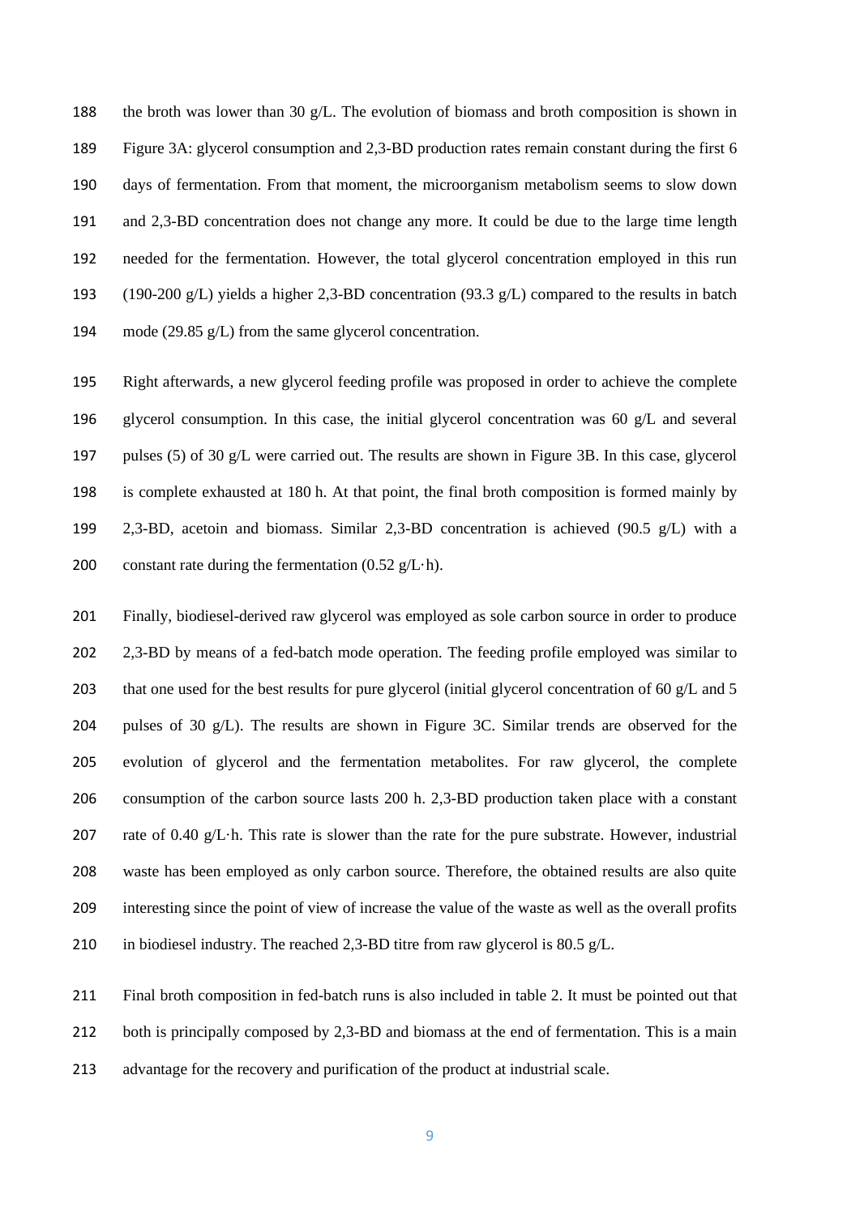the broth was lower than 30 g/L. The evolution of biomass and broth composition is shown in Figure 3A: glycerol consumption and 2,3-BD production rates remain constant during the first 6 days of fermentation. From that moment, the microorganism metabolism seems to slow down and 2,3-BD concentration does not change any more. It could be due to the large time length needed for the fermentation. However, the total glycerol concentration employed in this run (190-200 g/L) yields a higher 2,3-BD concentration (93.3 g/L) compared to the results in batch mode (29.85 g/L) from the same glycerol concentration.

Right afterwards, a new glycerol feeding profile was proposed in order to achieve the complete glycerol consumption. In this case, the initial glycerol concentration was 60 g/L and several pulses (5) of 30 g/L were carried out. The results are shown in Figure 3B. In this case, glycerol is complete exhausted at 180 h. At that point, the final broth composition is formed mainly by 2,3-BD, acetoin and biomass. Similar 2,3-BD concentration is achieved (90.5 g/L) with a constant rate during the fermentation (0.52 g/L·h).

Finally, biodiesel-derived raw glycerol was employed as sole carbon source in order to produce 2,3-BD by means of a fed-batch mode operation. The feeding profile employed was similar to that one used for the best results for pure glycerol (initial glycerol concentration of 60 g/L and 5 pulses of 30 g/L). The results are shown in Figure 3C. Similar trends are observed for the evolution of glycerol and the fermentation metabolites. For raw glycerol, the complete consumption of the carbon source lasts 200 h. 2,3-BD production taken place with a constant rate of 0.40 g/L·h. This rate is slower than the rate for the pure substrate. However, industrial waste has been employed as only carbon source. Therefore, the obtained results are also quite interesting since the point of view of increase the value of the waste as well as the overall profits in biodiesel industry. The reached 2,3-BD titre from raw glycerol is 80.5 g/L.

Final broth composition in fed-batch runs is also included in table 2. It must be pointed out that both is principally composed by 2,3-BD and biomass at the end of fermentation. This is a main advantage for the recovery and purification of the product at industrial scale.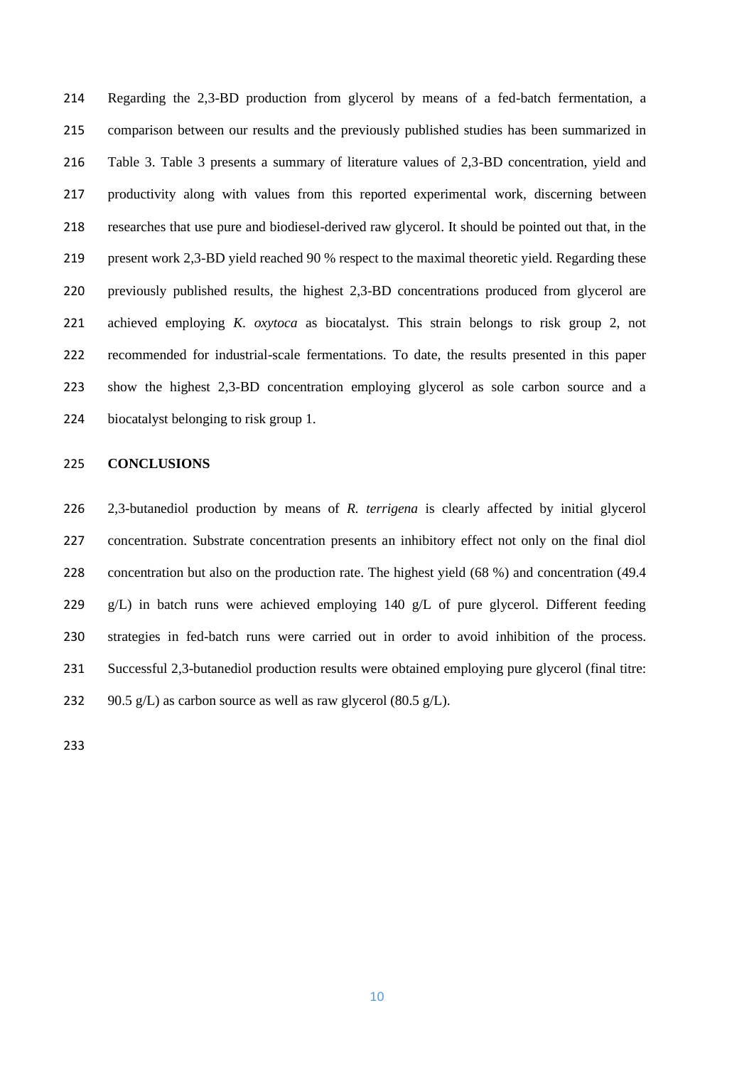Regarding the 2,3-BD production from glycerol by means of a fed-batch fermentation, a comparison between our results and the previously published studies has been summarized in Table 3. Table 3 presents a summary of literature values of 2,3-BD concentration, yield and productivity along with values from this reported experimental work, discerning between researches that use pure and biodiesel-derived raw glycerol. It should be pointed out that, in the present work 2,3-BD yield reached 90 % respect to the maximal theoretic yield. Regarding these previously published results, the highest 2,3-BD concentrations produced from glycerol are achieved employing *K. oxytoca* as biocatalyst. This strain belongs to risk group 2, not recommended for industrial-scale fermentations. To date, the results presented in this paper show the highest 2,3-BD concentration employing glycerol as sole carbon source and a biocatalyst belonging to risk group 1.

## CONCLUSIONS

2,3-butanediol production by means of *R. terrigena* is clearly affected by initial glycerol concentration. Substrate concentration presents an inhibitory effect not only on the final diol concentration but also on the production rate. The highest yield (68 %) and concentration (49.4 g/L) in batch runs were achieved employing 140 g/L of pure glycerol. Different feeding strategies in fed-batch runs were carried out in order to avoid inhibition of the process. Successful 2,3-butanediol production results were obtained employing pure glycerol (final titre: 90.5 g/L) as carbon source as well as raw glycerol (80.5 g/L).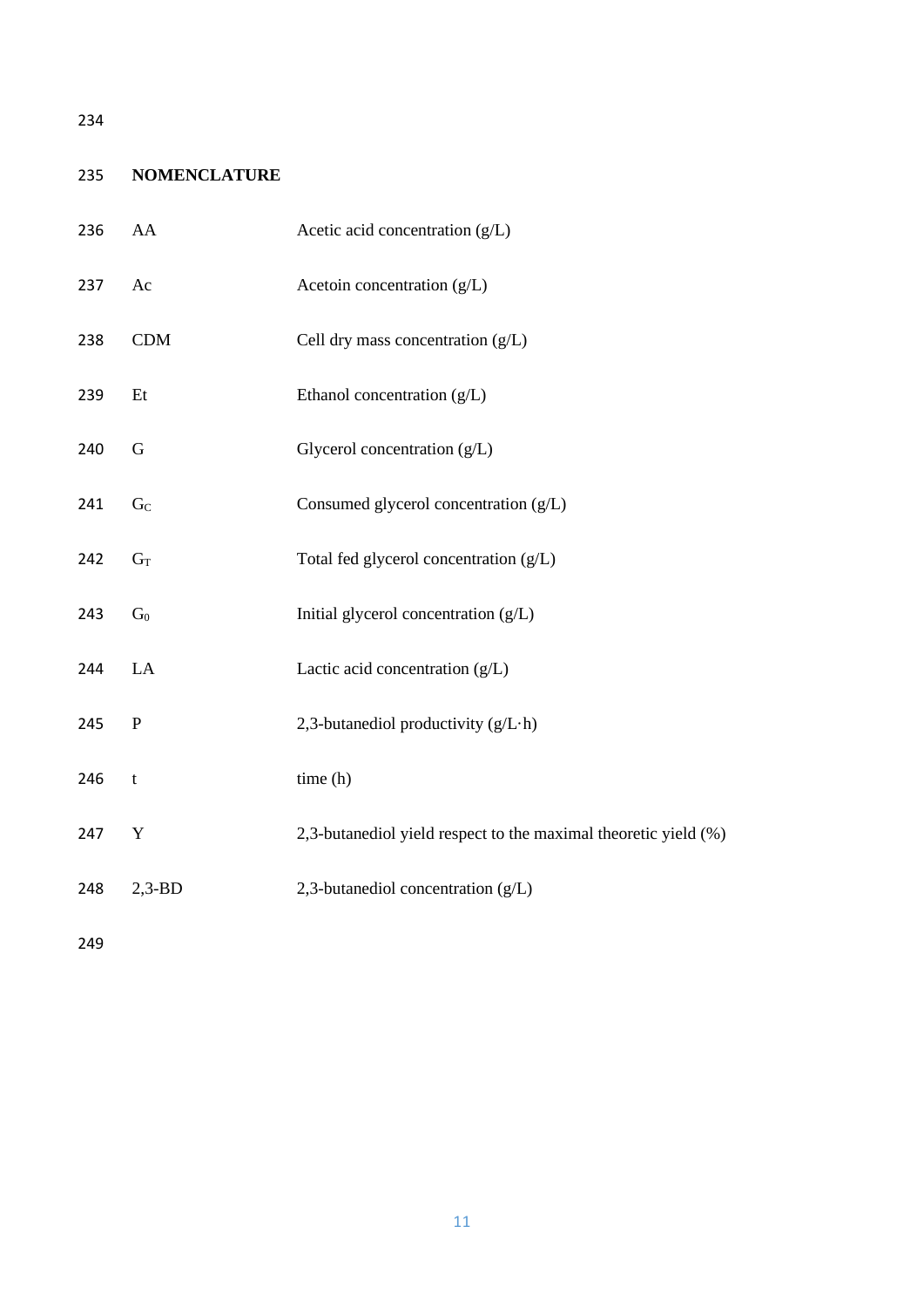## NOMENCLATURE

| | |
|---|---|
| AA | Acetic acid concentration (g/L) |
| Ac | Acetoin concentration (g/L) |
| CDM | Cell dry mass concentration (g/L) |
| Et | Ethanol concentration (g/L) |
| G | Glycerol concentration (g/L) |
| $G_C$ | Consumed glycerol concentration (g/L) |
| $G_T$ | Total fed glycerol concentration (g/L) |
| $G_0$ | Initial glycerol concentration (g/L) |
| LA | Lactic acid concentration (g/L) |
| P | 2,3-butanediol productivity (g/L·h) |
| t | time (h) |
| Y | 2,3-butanediol yield respect to the maximal theoretic yield (%) |
| 2,3-BD | 2,3-butanediol concentration (g/L) |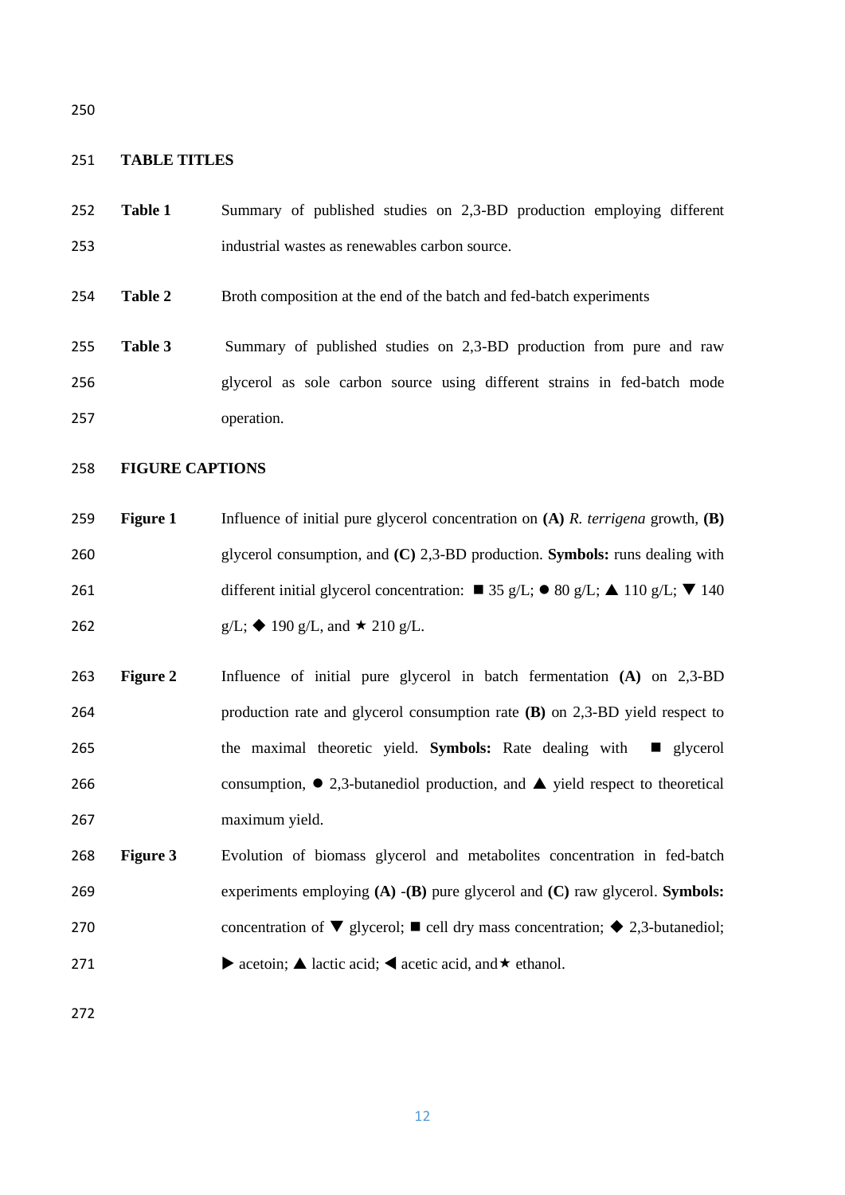## TABLE TITLES

**Table 1** Summary of published studies on 2,3-BD production employing different industrial wastes as renewables carbon source.

**Table 2** Broth composition at the end of the batch and fed-batch experiments

**Table 3** Summary of published studies on 2,3-BD production from pure and raw glycerol as sole carbon source using different strains in fed-batch mode operation.

## FIGURE CAPTIONS

**Figure 1** Influence of initial pure glycerol concentration on **(A)** *R. terrigena* growth, **(B)** glycerol consumption, and **(C)** 2,3-BD production. **Symbols:** runs dealing with different initial glycerol concentration: ■ 35 g/L; ● 80 g/L; ▲ 110 g/L; ▼ 140 g/L; ◆ 190 g/L, and ★ 210 g/L.

**Figure 2** Influence of initial pure glycerol in batch fermentation **(A)** on 2,3-BD production rate and glycerol consumption rate **(B)** on 2,3-BD yield respect to the maximal theoretic yield. **Symbols:** Rate dealing with ■ glycerol consumption, ● 2,3-butanediol production, and ▲ yield respect to theoretical maximum yield.

**Figure 3** Evolution of biomass glycerol and metabolites concentration in fed-batch experiments employing **(A)** -**(B)** pure glycerol and **(C)** raw glycerol. **Symbols:** concentration of ▼ glycerol; ■ cell dry mass concentration; ◆ 2,3-butanediol; ▶ acetoin; ▲ lactic acid; ◀ acetic acid, and ★ ethanol.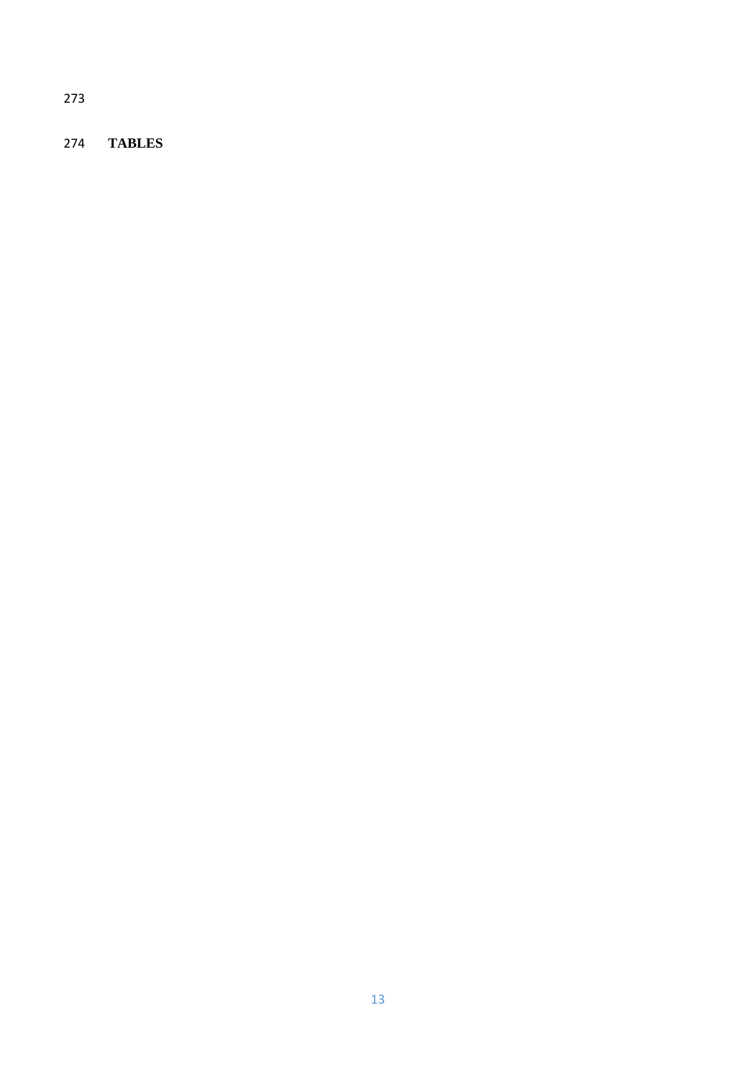**TABLES**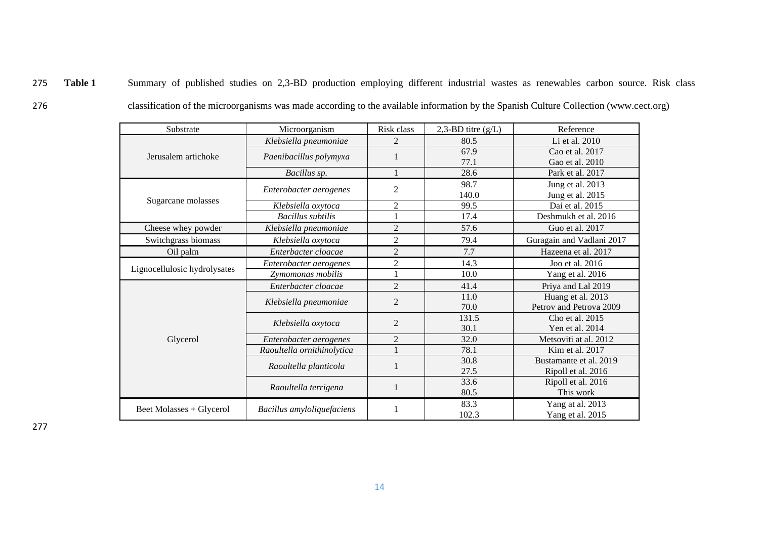**Table 1** Summary of published studies on 2,3-BD production employing different industrial wastes as renewables carbon source. Risk class classification of the microorganisms was made according to the available information by the Spanish Culture Collection (www.cect.org)

| Substrate | Microorganism | Risk class | 2,3-BD titre (g/L) | Reference |
|---|---|---|---|---|
| Jerusalem artichoke | *Klebsiella pneumoniae* | 2 | 80.5 | Li et al. 2010 |
| | *Paenibacillus polymyxa* | 1 | 67.9 | Cao et al. 2017 |
| | | | 77.1 | Gao et al. 2010 |
| | *Bacillus sp.* | 1 | 28.6 | Park et al. 2017 |
| Sugarcane molasses | *Enterobacter aerogenes* | 2 | 98.7 | Jung et al. 2013 |
| | | | 140.0 | Jung et al. 2015 |
| | *Klebsiella oxytoca* | 2 | 99.5 | Dai et al. 2015 |
| | *Bacillus subtilis* | 1 | 17.4 | Deshmukh et al. 2016 |
| Cheese whey powder | *Klebsiella pneumoniae* | 2 | 57.6 | Guo et al. 2017 |
| Switchgrass biomass | *Klebsiella oxytoca* | 2 | 79.4 | Guragain and Vadlani 2017 |
| Oil palm | *Enterbacter cloacae* | 2 | 7.7 | Hazeena et al. 2017 |
| Lignocellulosic hydrolysates | *Enterobacter aerogenes* | 2 | 14.3 | Joo et al. 2016 |
| | *Zymomonas mobilis* | 1 | 10.0 | Yang et al. 2016 |
| Glycerol | *Enterbacter cloacae* | 2 | 41.4 | Priya and Lal 2019 |
| | *Klebsiella pneumoniae* | 2 | 11.0 | Huang et al. 2013 |
| | | | 70.0 | Petrov and Petrova 2009 |
| | *Klebsiella oxytoca* | 2 | 131.5 | Cho et al. 2015 |
| | | | 30.1 | Yen et al. 2014 |
| | *Enterobacter aerogenes* | 2 | 32.0 | Metsoviti at al. 2012 |
| | *Raoultella ornithinolytica* | 1 | 78.1 | Kim et al. 2017 |
| | *Raoultella planticola* | 1 | 30.8 | Bustamante et al. 2019 |
| | | | 27.5 | Ripoll et al. 2016 |
| | *Raoultella terrigena* | 1 | 33.6 | Ripoll et al. 2016 |
| | | | 80.5 | This work |
| Beet Molasses + Glycerol | *Bacillus amyloliquefaciens* | 1 | 83.3 | Yang at al. 2013 |
| | | | 102.3 | Yang et al. 2015 |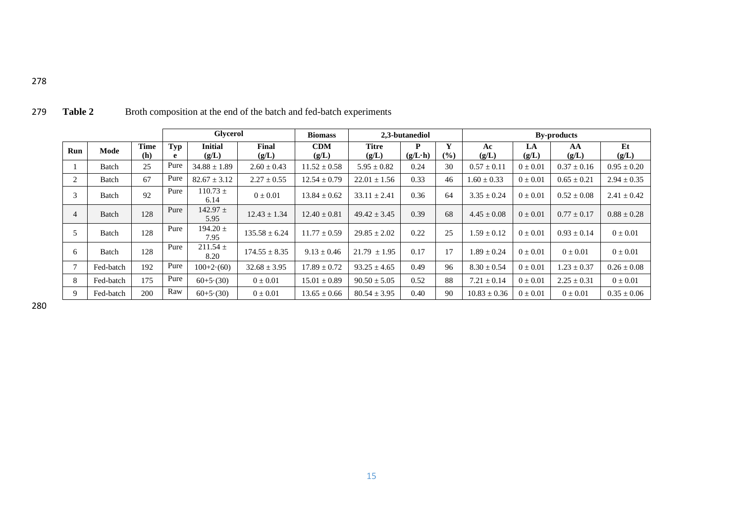**Table 2** Broth composition at the end of the batch and fed-batch experiments

| | | | Glycerol | | | Biomass | 2,3-butanediol | | | By-products | | | |
|---|---|---|---|---|---|---|---|---|---|---|---|---|---|
| Run | Mode | Time (h) | Type | Initial (g/L) | Final (g/L) | CDM (g/L) | Titre (g/L) | P (g/L·h) | Y (%) | Ac (g/L) | LA (g/L) | AA (g/L) | Et (g/L) |
| 1 | Batch | 25 | Pure | 34.88 ± 1.89 | 2.60 ± 0.43 | 11.52 ± 0.58 | 5.95 ± 0.82 | 0.24 | 30 | 0.57 ± 0.11 | 0 ± 0.01 | 0.37 ± 0.16 | 0.95 ± 0.20 |
| 2 | Batch | 67 | Pure | 82.67 ± 3.12 | 2.27 ± 0.55 | 12.54 ± 0.79 | 22.01 ± 1.56 | 0.33 | 46 | 1.60 ± 0.33 | 0 ± 0.01 | 0.65 ± 0.21 | 2.94 ± 0.35 |
| 3 | Batch | 92 | Pure | 110.73 ± 6.14 | 0 ± 0.01 | 13.84 ± 0.62 | 33.11 ± 2.41 | 0.36 | 64 | 3.35 ± 0.24 | 0 ± 0.01 | 0.52 ± 0.08 | 2.41 ± 0.42 |
| 4 | Batch | 128 | Pure | 142.97 ± 5.95 | 12.43 ± 1.34 | 12.40 ± 0.81 | 49.42 ± 3.45 | 0.39 | 68 | 4.45 ± 0.08 | 0 ± 0.01 | 0.77 ± 0.17 | 0.88 ± 0.28 |
| 5 | Batch | 128 | Pure | 194.20 ± 7.95 | 135.58 ± 6.24 | 11.77 ± 0.59 | 29.85 ± 2.02 | 0.22 | 25 | 1.59 ± 0.12 | 0 ± 0.01 | 0.93 ± 0.14 | 0 ± 0.01 |
| 6 | Batch | 128 | Pure | 211.54 ± 8.20 | 174.55 ± 8.35 | 9.13 ± 0.46 | 21.79 ± 1.95 | 0.17 | 17 | 1.89 ± 0.24 | 0 ± 0.01 | 0 ± 0.01 | 0 ± 0.01 |
| 7 | Fed-batch | 192 | Pure | 100+2·(60) | 32.68 ± 3.95 | 17.89 ± 0.72 | 93.25 ± 4.65 | 0.49 | 96 | 8.30 ± 0.54 | 0 ± 0.01 | 1.23 ± 0.37 | 0.26 ± 0.08 |
| 8 | Fed-batch | 175 | Pure | 60+5·(30) | 0 ± 0.01 | 15.01 ± 0.89 | 90.50 ± 5.05 | 0.52 | 88 | 7.21 ± 0.14 | 0 ± 0.01 | 2.25 ± 0.31 | 0 ± 0.01 |
| 9 | Fed-batch | 200 | Raw | 60+5·(30) | 0 ± 0.01 | 13.65 ± 0.66 | 80.54 ± 3.95 | 0.40 | 90 | 10.83 ± 0.36 | 0 ± 0.01 | 0 ± 0.01 | 0.35 ± 0.06 |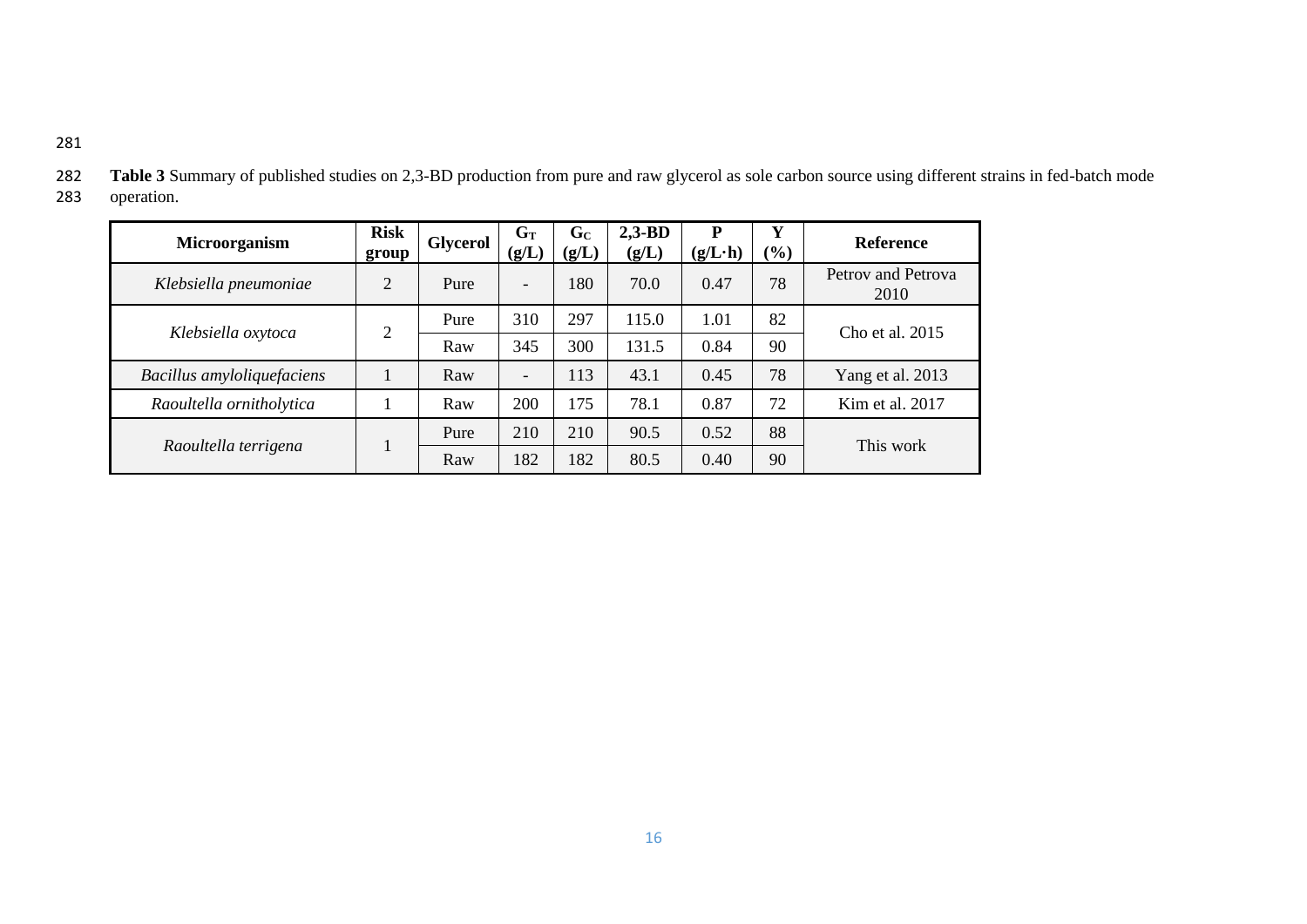**Table 3** Summary of published studies on 2,3-BD production from pure and raw glycerol as sole carbon source using different strains in fed-batch mode operation.

| Microorganism | Risk group | Glycerol | $G_T$ (g/L) | $G_C$ (g/L) | 2,3-BD (g/L) | P (g/L·h) | Y (%) | Reference |
|---|---|---|---|---|---|---|---|---|
| *Klebsiella pneumoniae* | 2 | Pure | - | 180 | 70.0 | 0.47 | 78 | Petrov and Petrova 2010 |
| *Klebsiella oxytoca* | 2 | Pure | 310 | 297 | 115.0 | 1.01 | 82 | Cho et al. 2015 |
| | | Raw | 345 | 300 | 131.5 | 0.84 | 90 | |
| *Bacillus amyloliquefaciens* | 1 | Raw | - | 113 | 43.1 | 0.45 | 78 | Yang et al. 2013 |
| *Raoultella ornitholytica* | 1 | Raw | 200 | 175 | 78.1 | 0.87 | 72 | Kim et al. 2017 |
| *Raoultella terrigena* | 1 | Pure | 210 | 210 | 90.5 | 0.52 | 88 | This work |
| | | Raw | 182 | 182 | 80.5 | 0.40 | 90 | |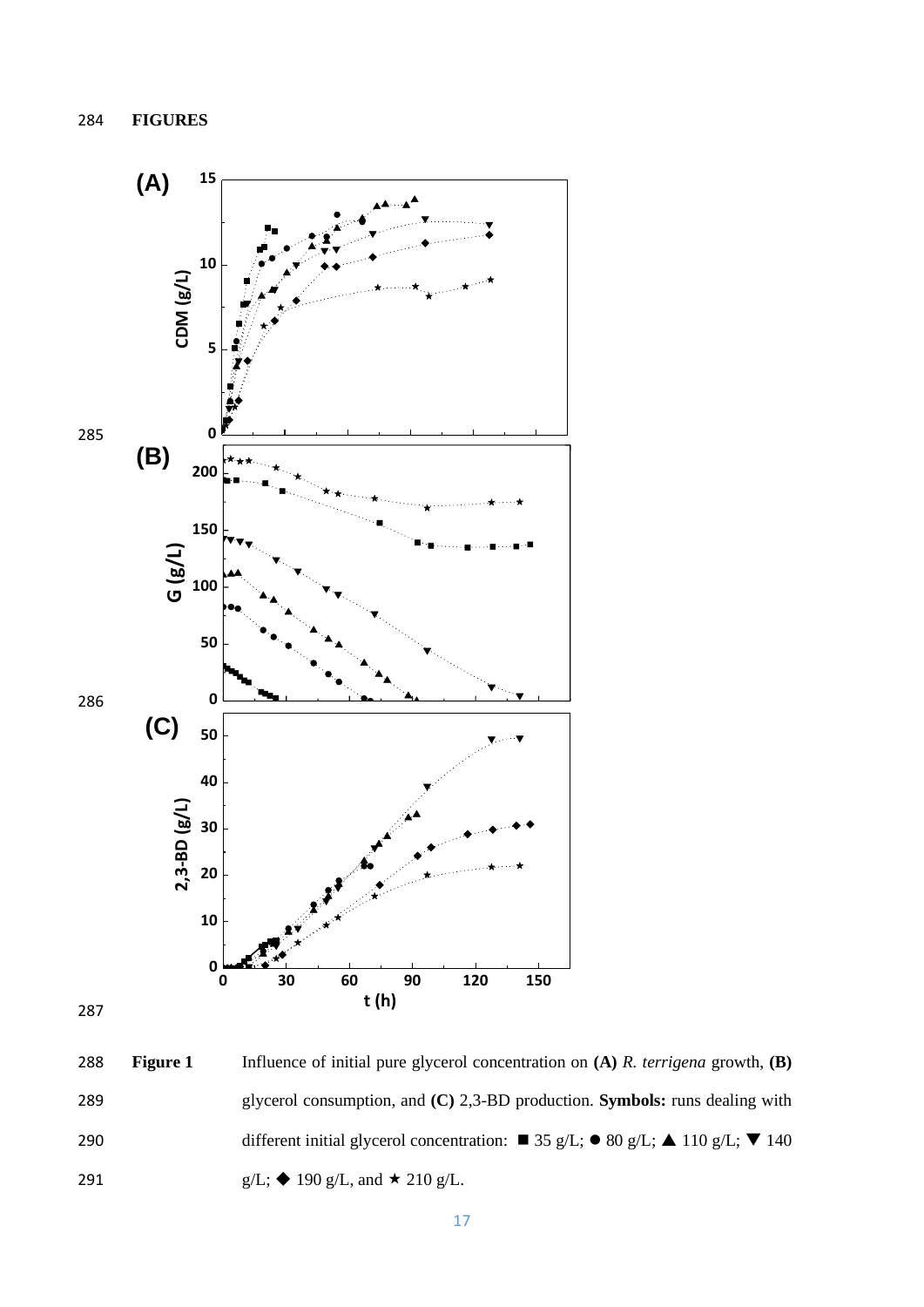# FIGURES

**Figure 1** Influence of initial pure glycerol concentration on **(A)** *R. terrigena* growth, **(B)** glycerol consumption, and **(C)** 2,3-BD production. **Symbols:** runs dealing with different initial glycerol concentration: ■ 35 g/L; ● 80 g/L; ▲ 110 g/L; ▼ 140 g/L; ◆ 190 g/L, and ★ 210 g/L.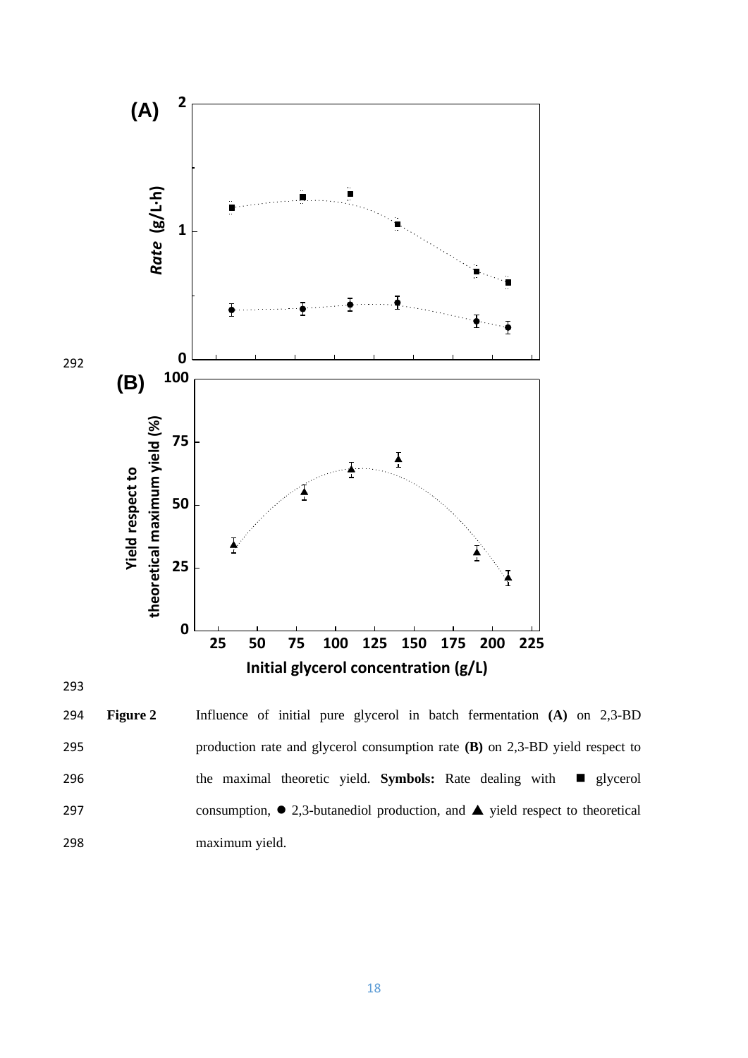**Figure 2** Influence of initial pure glycerol in batch fermentation **(A)** on 2,3-BD production rate and glycerol consumption rate **(B)** on 2,3-BD yield respect to the maximal theoretic yield. **Symbols:** Rate dealing with ■ glycerol consumption, ● 2,3-butanediol production, and ▲ yield respect to theoretical maximum yield.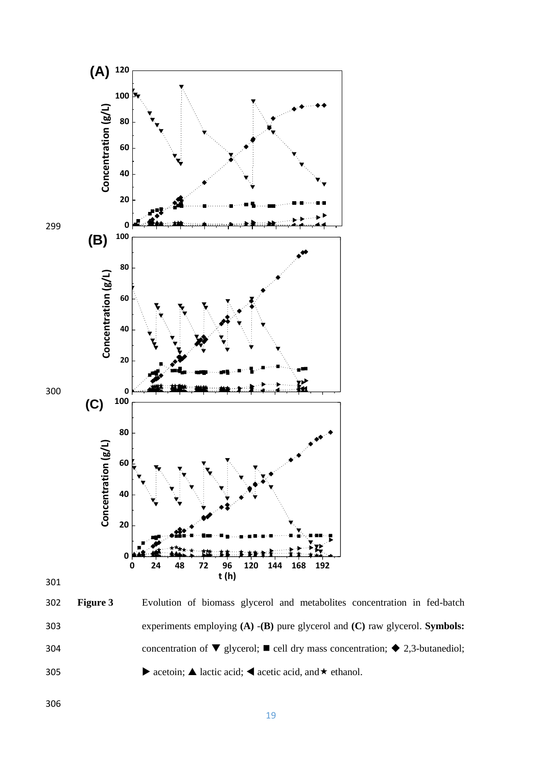**Figure 3** Evolution of biomass glycerol and metabolites concentration in fed-batch experiments employing **(A)** -**(B)** pure glycerol and **(C)** raw glycerol. **Symbols:** concentration of ▼ glycerol; ■ cell dry mass concentration; ◆ 2,3-butanediol; ▶ acetoin; ▲ lactic acid; ◀ acetic acid, and★ ethanol.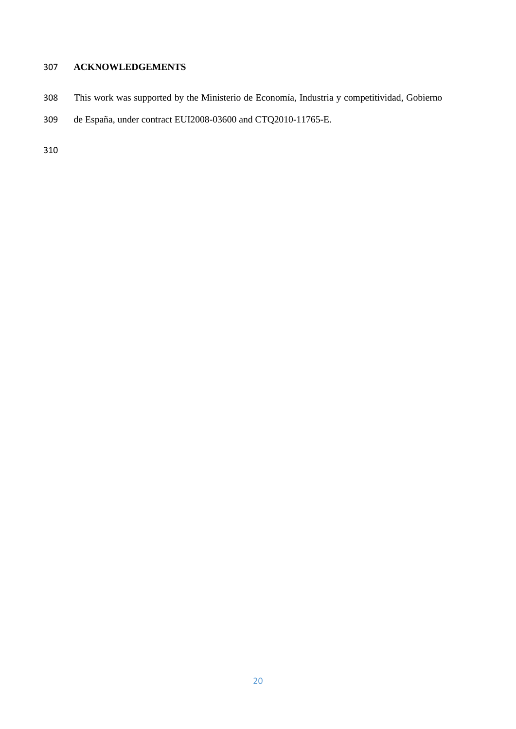## ACKNOWLEDGEMENTS

This work was supported by the Ministerio de Economía, Industria y competitividad, Gobierno de España, under contract EUI2008-03600 and CTQ2010-11765-E.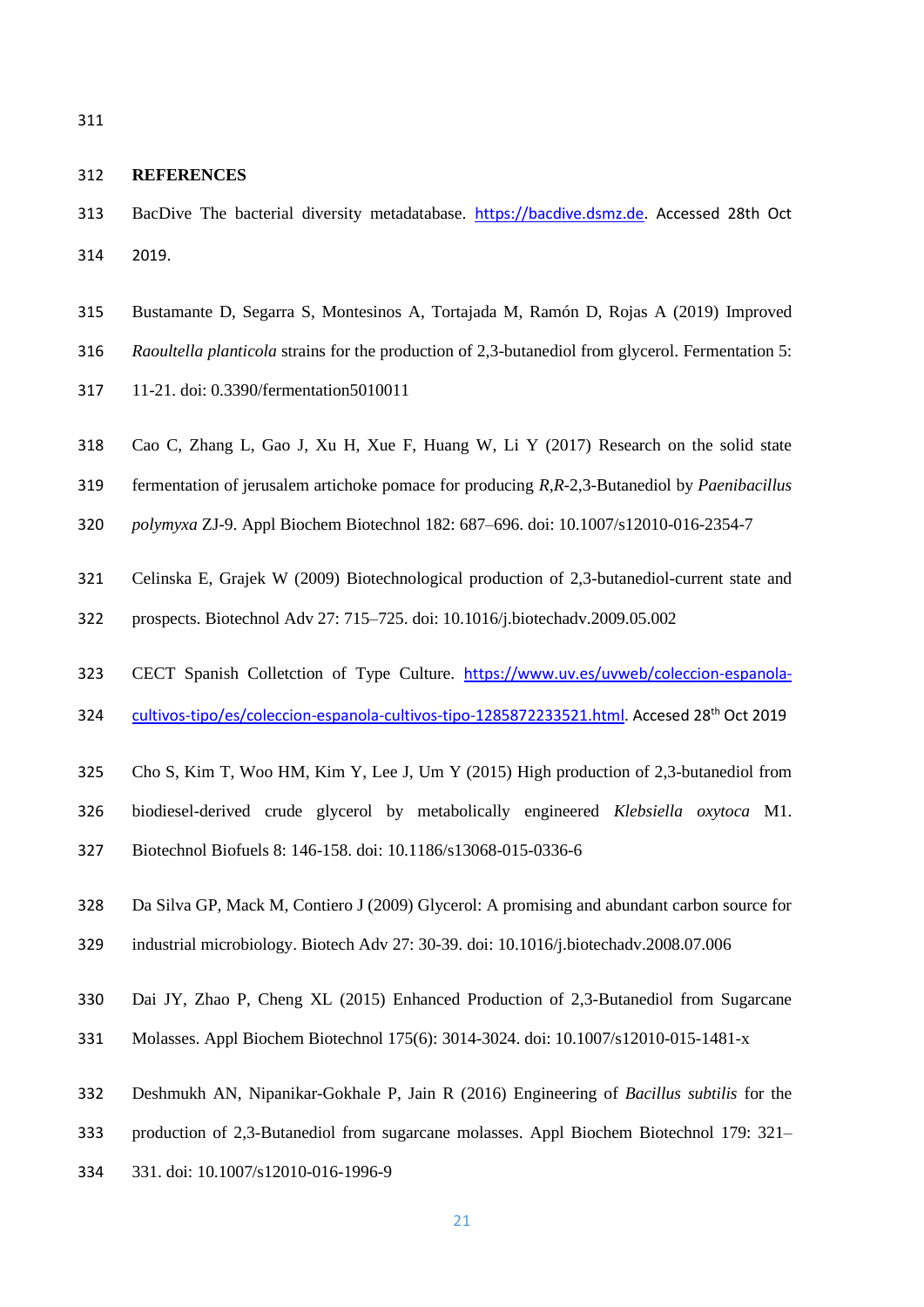## REFERENCES

BacDive The bacterial diversity metadatabase. https://bacdive.dsmz.de. Accessed 28th Oct 2019.

Bustamante D, Segarra S, Montesinos A, Tortajada M, Ramón D, Rojas A (2019) Improved *Raoultella planticola* strains for the production of 2,3-butanediol from glycerol. Fermentation 5: 11-21. doi: 0.3390/fermentation5010011

Cao C, Zhang L, Gao J, Xu H, Xue F, Huang W, Li Y (2017) Research on the solid state fermentation of jerusalem artichoke pomace for producing *R*,*R*-2,3-Butanediol by *Paenibacillus polymyxa* ZJ-9. Appl Biochem Biotechnol 182: 687–696. doi: 10.1007/s12010-016-2354-7

Celinska E, Grajek W (2009) Biotechnological production of 2,3-butanediol-current state and prospects. Biotechnol Adv 27: 715–725. doi: 10.1016/j.biotechadv.2009.05.002

CECT Spanish Colletction of Type Culture. https://www.uv.es/uvweb/coleccion-espanola-cultivos-tipo/es/coleccion-espanola-cultivos-tipo-1285872233521.html. Accesed 28th Oct 2019

Cho S, Kim T, Woo HM, Kim Y, Lee J, Um Y (2015) High production of 2,3-butanediol from biodiesel-derived crude glycerol by metabolically engineered *Klebsiella oxytoca* M1. Biotechnol Biofuels 8: 146-158. doi: 10.1186/s13068-015-0336-6

Da Silva GP, Mack M, Contiero J (2009) Glycerol: A promising and abundant carbon source for industrial microbiology. Biotech Adv 27: 30-39. doi: 10.1016/j.biotechadv.2008.07.006

Dai JY, Zhao P, Cheng XL (2015) Enhanced Production of 2,3-Butanediol from Sugarcane Molasses. Appl Biochem Biotechnol 175(6): 3014-3024. doi: 10.1007/s12010-015-1481-x

Deshmukh AN, Nipanikar-Gokhale P, Jain R (2016) Engineering of *Bacillus subtilis* for the production of 2,3-Butanediol from sugarcane molasses. Appl Biochem Biotechnol 179: 321–331. doi: 10.1007/s12010-016-1996-9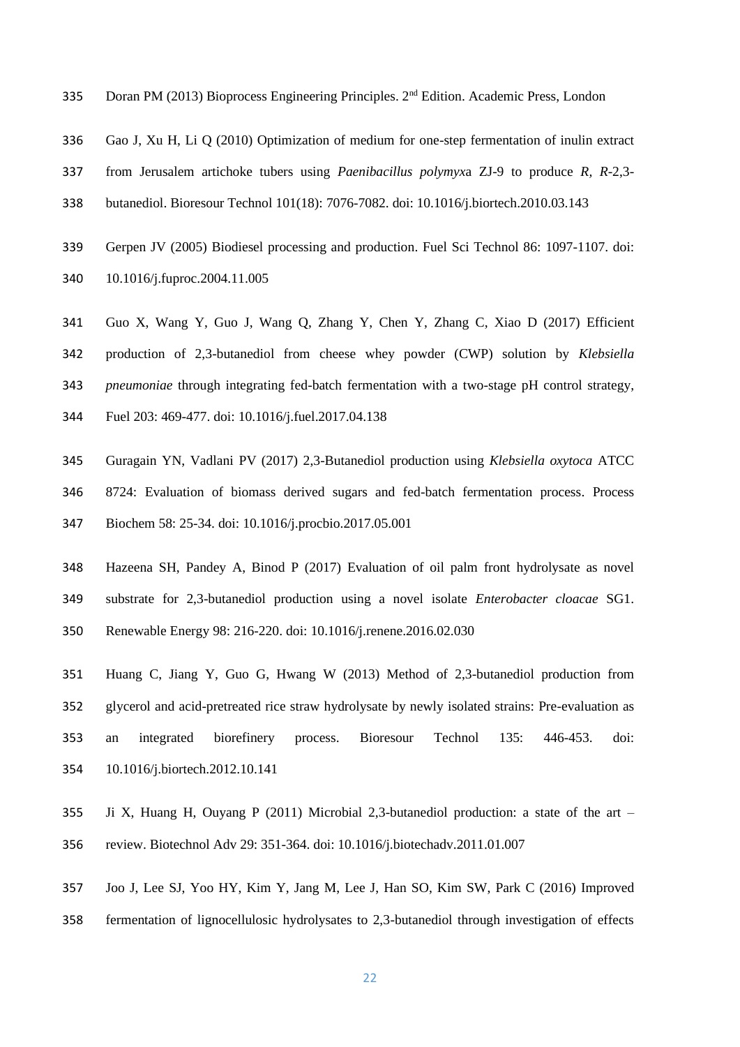Doran PM (2013) Bioprocess Engineering Principles. 2nd Edition. Academic Press, London

Gao J, Xu H, Li Q (2010) Optimization of medium for one-step fermentation of inulin extract from Jerusalem artichoke tubers using *Paenibacillus polymyx*a ZJ-9 to produce *R, R*-2,3-butanediol. Bioresour Technol 101(18): 7076-7082. doi: 10.1016/j.biortech.2010.03.143

Gerpen JV (2005) Biodiesel processing and production. Fuel Sci Technol 86: 1097-1107. doi: 10.1016/j.fuproc.2004.11.005

Guo X, Wang Y, Guo J, Wang Q, Zhang Y, Chen Y, Zhang C, Xiao D (2017) Efficient production of 2,3-butanediol from cheese whey powder (CWP) solution by *Klebsiella pneumoniae* through integrating fed-batch fermentation with a two-stage pH control strategy, Fuel 203: 469-477. doi: 10.1016/j.fuel.2017.04.138

Guragain YN, Vadlani PV (2017) 2,3-Butanediol production using *Klebsiella oxytoca* ATCC 8724: Evaluation of biomass derived sugars and fed-batch fermentation process. Process Biochem 58: 25-34. doi: 10.1016/j.procbio.2017.05.001

Hazeena SH, Pandey A, Binod P (2017) Evaluation of oil palm front hydrolysate as novel substrate for 2,3-butanediol production using a novel isolate *Enterobacter cloacae* SG1. Renewable Energy 98: 216-220. doi: 10.1016/j.renene.2016.02.030

Huang C, Jiang Y, Guo G, Hwang W (2013) Method of 2,3-butanediol production from glycerol and acid-pretreated rice straw hydrolysate by newly isolated strains: Pre-evaluation as an integrated biorefinery process. Bioresour Technol 135: 446-453. doi: 10.1016/j.biortech.2012.10.141

Ji X, Huang H, Ouyang P (2011) Microbial 2,3-butanediol production: a state of the art – review. Biotechnol Adv 29: 351-364. doi: 10.1016/j.biotechadv.2011.01.007

Joo J, Lee SJ, Yoo HY, Kim Y, Jang M, Lee J, Han SO, Kim SW, Park C (2016) Improved fermentation of lignocellulosic hydrolysates to 2,3-butanediol through investigation of effects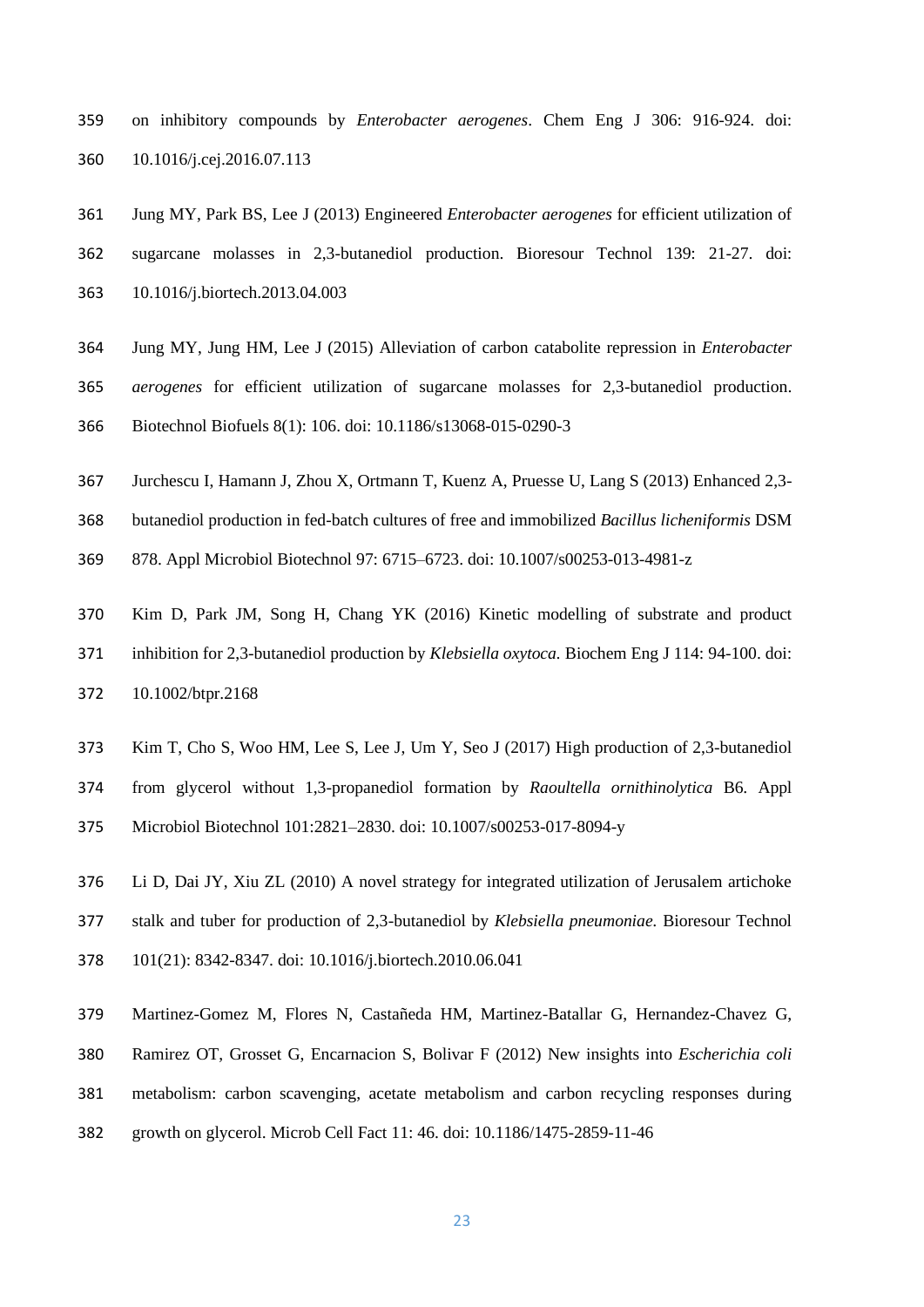on inhibitory compounds by *Enterobacter aerogenes*. Chem Eng J 306: 916-924. doi: 10.1016/j.cej.2016.07.113

Jung MY, Park BS, Lee J (2013) Engineered *Enterobacter aerogenes* for efficient utilization of sugarcane molasses in 2,3-butanediol production. Bioresour Technol 139: 21-27. doi: 10.1016/j.biortech.2013.04.003

Jung MY, Jung HM, Lee J (2015) Alleviation of carbon catabolite repression in *Enterobacter aerogenes* for efficient utilization of sugarcane molasses for 2,3-butanediol production. Biotechnol Biofuels 8(1): 106. doi: 10.1186/s13068-015-0290-3

Jurchescu I, Hamann J, Zhou X, Ortmann T, Kuenz A, Pruesse U, Lang S (2013) Enhanced 2,3-butanediol production in fed-batch cultures of free and immobilized *Bacillus licheniformis* DSM 878. Appl Microbiol Biotechnol 97: 6715–6723. doi: 10.1007/s00253-013-4981-z

Kim D, Park JM, Song H, Chang YK (2016) Kinetic modelling of substrate and product inhibition for 2,3-butanediol production by *Klebsiella oxytoca*. Biochem Eng J 114: 94-100. doi: 10.1002/btpr.2168

Kim T, Cho S, Woo HM, Lee S, Lee J, Um Y, Seo J (2017) High production of 2,3-butanediol from glycerol without 1,3-propanediol formation by *Raoultella ornithinolytica* B6. Appl Microbiol Biotechnol 101:2821–2830. doi: 10.1007/s00253-017-8094-y

Li D, Dai JY, Xiu ZL (2010) A novel strategy for integrated utilization of Jerusalem artichoke stalk and tuber for production of 2,3-butanediol by *Klebsiella pneumoniae*. Bioresour Technol 101(21): 8342-8347. doi: 10.1016/j.biortech.2010.06.041

Martinez-Gomez M, Flores N, Castañeda HM, Martinez-Batallar G, Hernandez-Chavez G, Ramirez OT, Grosset G, Encarnacion S, Bolivar F (2012) New insights into *Escherichia coli* metabolism: carbon scavenging, acetate metabolism and carbon recycling responses during growth on glycerol. Microb Cell Fact 11: 46. doi: 10.1186/1475-2859-11-46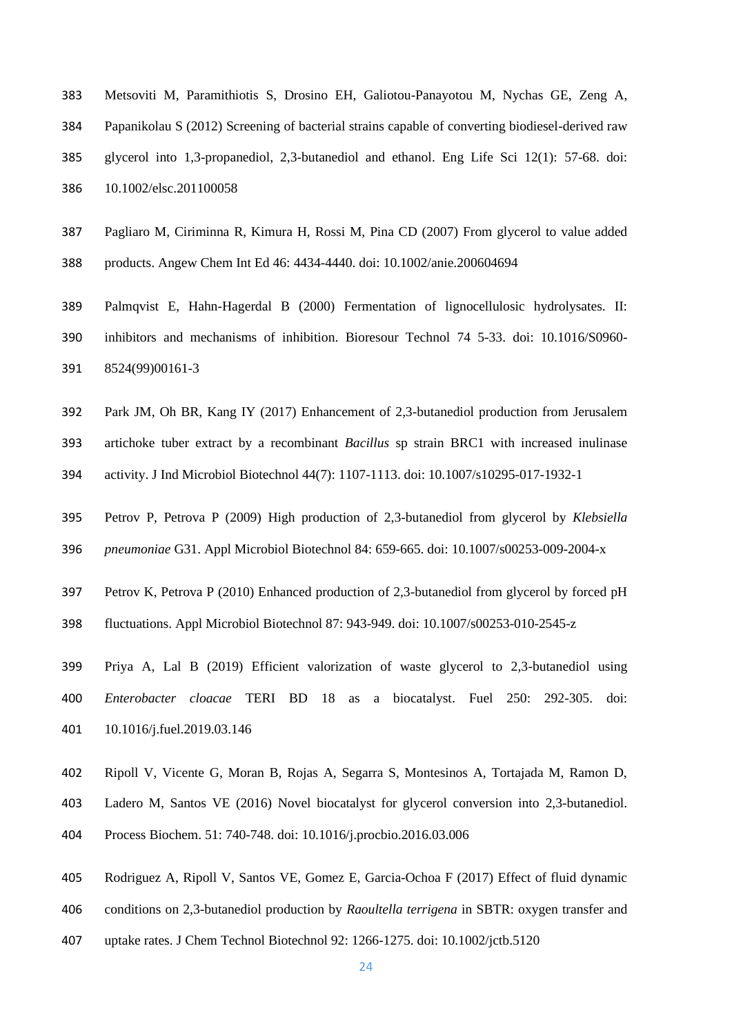Metsoviti M, Paramithiotis S, Drosino EH, Galiotou-Panayotou M, Nychas GE, Zeng A, Papanikolau S (2012) Screening of bacterial strains capable of converting biodiesel-derived raw glycerol into 1,3-propanediol, 2,3-butanediol and ethanol. Eng Life Sci 12(1): 57-68. doi: 10.1002/elsc.201100058

Pagliaro M, Ciriminna R, Kimura H, Rossi M, Pina CD (2007) From glycerol to value added products. Angew Chem Int Ed 46: 4434-4440. doi: 10.1002/anie.200604694

Palmqvist E, Hahn-Hagerdal B (2000) Fermentation of lignocellulosic hydrolysates. II: inhibitors and mechanisms of inhibition. Bioresour Technol 74 5-33. doi: 10.1016/S0960-8524(99)00161-3

Park JM, Oh BR, Kang IY (2017) Enhancement of 2,3-butanediol production from Jerusalem artichoke tuber extract by a recombinant *Bacillus* sp strain BRC1 with increased inulinase activity. J Ind Microbiol Biotechnol 44(7): 1107-1113. doi: 10.1007/s10295-017-1932-1

Petrov P, Petrova P (2009) High production of 2,3-butanediol from glycerol by *Klebsiella pneumoniae* G31. Appl Microbiol Biotechnol 84: 659-665. doi: 10.1007/s00253-009-2004-x

Petrov K, Petrova P (2010) Enhanced production of 2,3-butanediol from glycerol by forced pH fluctuations. Appl Microbiol Biotechnol 87: 943-949. doi: 10.1007/s00253-010-2545-z

Priya A, Lal B (2019) Efficient valorization of waste glycerol to 2,3-butanediol using *Enterobacter cloacae* TERI BD 18 as a biocatalyst. Fuel 250: 292-305. doi: 10.1016/j.fuel.2019.03.146

Ripoll V, Vicente G, Moran B, Rojas A, Segarra S, Montesinos A, Tortajada M, Ramon D, Ladero M, Santos VE (2016) Novel biocatalyst for glycerol conversion into 2,3-butanediol. Process Biochem. 51: 740-748. doi: 10.1016/j.procbio.2016.03.006

Rodriguez A, Ripoll V, Santos VE, Gomez E, Garcia-Ochoa F (2017) Effect of fluid dynamic conditions on 2,3-butanediol production by *Raoultella terrigena* in SBTR: oxygen transfer and uptake rates. J Chem Technol Biotechnol 92: 1266-1275. doi: 10.1002/jctb.5120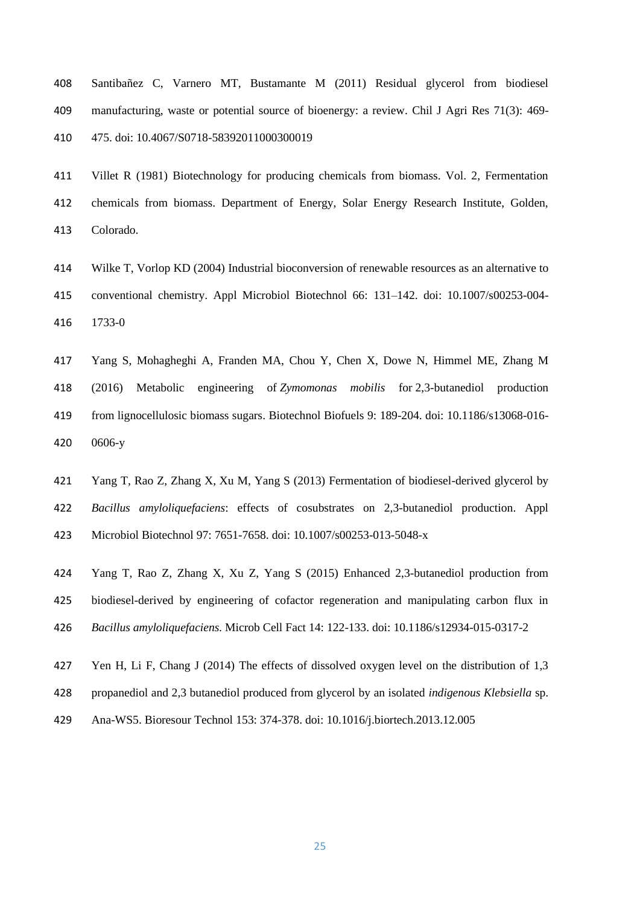408 Santibañez C, Varnero MT, Bustamante M (2011) Residual glycerol from biodiesel
409 manufacturing, waste or potential source of bioenergy: a review. Chil J Agri Res 71(3): 469-
410 475. doi: 10.4067/S0718-58392011000300019

411 Villet R (1981) Biotechnology for producing chemicals from biomass. Vol. 2, Fermentation
412 chemicals from biomass. Department of Energy, Solar Energy Research Institute, Golden,
413 Colorado.

414 Wilke T, Vorlop KD (2004) Industrial bioconversion of renewable resources as an alternative to
415 conventional chemistry. Appl Microbiol Biotechnol 66: 131–142. doi: 10.1007/s00253-004-
416 1733-0

417 Yang S, Mohagheghi A, Franden MA, Chou Y, Chen X, Dowe N, Himmel ME, Zhang M
418 (2016) Metabolic engineering of *Zymomonas mobilis* for 2,3-butanediol production
419 from lignocellulosic biomass sugars. Biotechnol Biofuels 9: 189-204. doi: 10.1186/s13068-016-
420 0606-y

421 Yang T, Rao Z, Zhang X, Xu M, Yang S (2013) Fermentation of biodiesel-derived glycerol by
422 *Bacillus amyloliquefaciens*: effects of cosubstrates on 2,3-butanediol production. Appl
423 Microbiol Biotechnol 97: 7651-7658. doi: 10.1007/s00253-013-5048-x

424 Yang T, Rao Z, Zhang X, Xu Z, Yang S (2015) Enhanced 2,3-butanediol production from
425 biodiesel-derived by engineering of cofactor regeneration and manipulating carbon flux in
426 *Bacillus amyloliquefaciens.* Microb Cell Fact 14: 122-133. doi: 10.1186/s12934-015-0317-2

427 Yen H, Li F, Chang J (2014) The effects of dissolved oxygen level on the distribution of 1,3
428 propanediol and 2,3 butanediol produced from glycerol by an isolated *indigenous Klebsiella* sp.
429 Ana-WS5. Bioresour Technol 153: 374-378. doi: 10.1016/j.biortech.2013.12.005